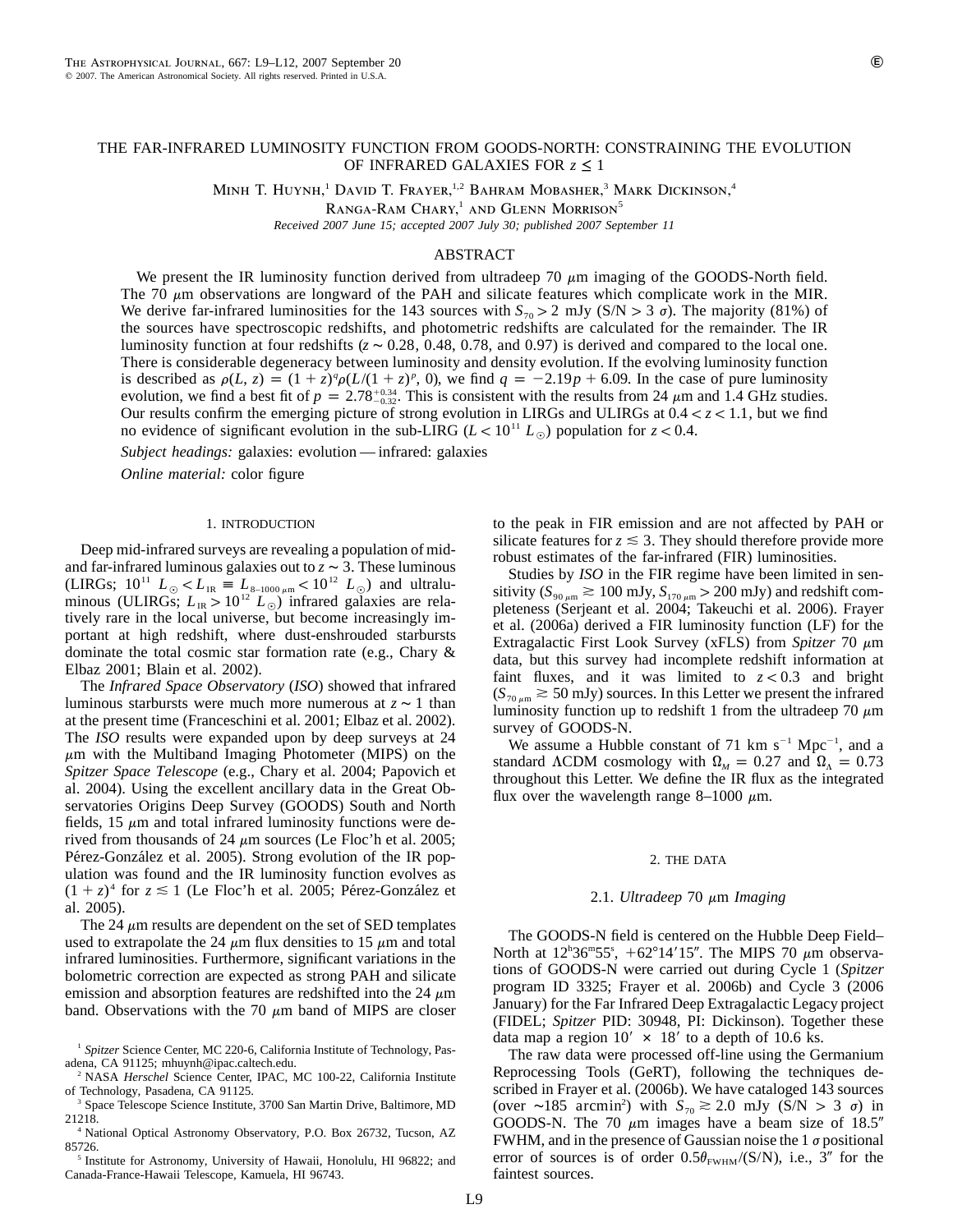# THE FAR-INFRARED LUMINOSITY FUNCTION FROM GOODS-NORTH: CONSTRAINING THE EVOLUTION OF INFRARED GALAXIES FOR $z \leq 1$

Minh T. Huynh,[1] David T. Frayer,[1,2] Bahram Mobasher,[3] Mark Dickinson,[4]
Ranga-Ram Chary,[1] and Glenn Morrison[5]

*Received 2007 June 15; accepted 2007 July 30; published 2007 September 11*

## ABSTRACT

We present the IR luminosity function derived from ultradeep 70 $\mu$m imaging of the GOODS-North field. The 70 $\mu$m observations are longward of the PAH and silicate features which complicate work in the MIR. We derive far-infrared luminosities for the 143 sources with $S_{70} > 2$ mJy (S/N > 3 $\sigma$). The majority (81%) of the sources have spectroscopic redshifts, and photometric redshifts are calculated for the remainder. The IR luminosity function at four redshifts ($z \sim 0.28$, 0.48, 0.78, and 0.97) is derived and compared to the local one. There is considerable degeneracy between luminosity and density evolution. If the evolving luminosity function is described as $\rho(L, z) = (1+z)^q \rho(L/(1+z)^p, 0)$, we find $q = -2.19p + 6.09$. In the case of pure luminosity evolution, we find a best fit of $p = 2.78^{+0.34}_{-0.32}$. This is consistent with the results from 24 $\mu$m and 1.4 GHz studies. Our results confirm the emerging picture of strong evolution in LIRGs and ULIRGs at $0.4 < z < 1.1$, but we find no evidence of significant evolution in the sub-LIRG ($L < 10^{11}\ L_\odot$) population for $z < 0.4$.

*Subject headings:* galaxies: evolution — infrared: galaxies

*Online material:* color figure

## 1. INTRODUCTION

Deep mid-infrared surveys are revealing a population of mid- and far-infrared luminous galaxies out to $z \sim 3$. These luminous (LIRGs; $10^{11}\ L_\odot < L_{\rm IR} \equiv L_{8-1000\,\mu\rm m} < 10^{12}\ L_\odot$) and ultraluminous (ULIRGs; $L_{\rm IR} > 10^{12}\ L_\odot$) infrared galaxies are relatively rare in the local universe, but become increasingly important at high redshift, where dust-enshrouded starbursts dominate the total cosmic star formation rate (e.g., Chary & Elbaz 2001; Blain et al. 2002).

The *Infrared Space Observatory* (*ISO*) showed that infrared luminous starbursts were much more numerous at $z \sim 1$ than at the present time (Franceschini et al. 2001; Elbaz et al. 2002). The *ISO* results were expanded upon by deep surveys at 24 $\mu$m with the Multiband Imaging Photometer (MIPS) on the *Spitzer Space Telescope* (e.g., Chary et al. 2004; Papovich et al. 2004). Using the excellent ancillary data in the Great Observatories Origins Deep Survey (GOODS) South and North fields, 15 $\mu$m and total infrared luminosity functions were derived from thousands of 24 $\mu$m sources (Le Floc'h et al. 2005; Pérez-González et al. 2005). Strong evolution of the IR population was found and the IR luminosity function evolves as $(1+z)^4$ for $z \lesssim 1$ (Le Floc'h et al. 2005; Pérez-González et al. 2005).

The 24 $\mu$m results are dependent on the set of SED templates used to extrapolate the 24 $\mu$m flux densities to 15 $\mu$m and total infrared luminosities. Furthermore, significant variations in the bolometric correction are expected as strong PAH and silicate emission and absorption features are redshifted into the 24 $\mu$m band. Observations with the 70 $\mu$m band of MIPS are closer to the peak in FIR emission and are not affected by PAH or silicate features for $z \lesssim 3$. They should therefore provide more robust estimates of the far-infrared (FIR) luminosities.

Studies by *ISO* in the FIR regime have been limited in sensitivity ($S_{90\,\mu\rm m} \gtrsim 100$ mJy, $S_{170\,\mu\rm m} > 200$ mJy) and redshift completeness (Serjeant et al. 2004; Takeuchi et al. 2006). Frayer et al. (2006a) derived a FIR luminosity function (LF) for the Extragalactic First Look Survey (xFLS) from *Spitzer* 70 $\mu$m data, but this survey had incomplete redshift information at faint fluxes, and it was limited to $z < 0.3$ and bright ($S_{70\,\mu\rm m} \gtrsim 50$ mJy) sources. In this Letter we present the infrared luminosity function up to redshift 1 from the ultradeep 70 $\mu$m survey of GOODS-N.

We assume a Hubble constant of 71 km s$^{-1}$ Mpc$^{-1}$, and a standard $\Lambda$CDM cosmology with $\Omega_M = 0.27$ and $\Omega_\Lambda = 0.73$ throughout this Letter. We define the IR flux as the integrated flux over the wavelength range 8–1000 $\mu$m.

## 2. THE DATA

### 2.1. *Ultradeep* 70 $\mu$m *Imaging*

The GOODS-N field is centered on the Hubble Deep Field–North at $12^{\rm h}36^{\rm m}55^{\rm s}$, $+62°14'15''$. The MIPS 70 $\mu$m observations of GOODS-N were carried out during Cycle 1 (*Spitzer* program ID 3325; Frayer et al. 2006b) and Cycle 3 (2006 January) for the Far Infrared Deep Extragalactic Legacy project (FIDEL; *Spitzer* PID: 30948, PI: Dickinson). Together these data map a region $10' \times 18'$ to a depth of 10.6 ks.

The raw data were processed off-line using the Germanium Reprocessing Tools (GeRT), following the techniques described in Frayer et al. (2006b). We have cataloged 143 sources (over ~185 arcmin$^2$) with $S_{70} \gtrsim 2.0$ mJy (S/N > 3 $\sigma$) in GOODS-N. The 70 $\mu$m images have a beam size of 18.5″ FWHM, and in the presence of Gaussian noise the 1 $\sigma$ positional error of sources is of order $0.5\theta_{\rm FWHM}$/(S/N), i.e., 3″ for the faintest sources.

[1] *Spitzer* Science Center, MC 220-6, California Institute of Technology, Pasadena, CA 91125; mhuynh@ipac.caltech.edu.

[2] NASA *Herschel* Science Center, IPAC, MC 100-22, California Institute of Technology, Pasadena, CA 91125.

[3] Space Telescope Science Institute, 3700 San Martin Drive, Baltimore, MD 21218.

[4] National Optical Astronomy Observatory, P.O. Box 26732, Tucson, AZ 85726.

[5] Institute for Astronomy, University of Hawaii, Honolulu, HI 96822; and Canada-France-Hawaii Telescope, Kamuela, HI 96743.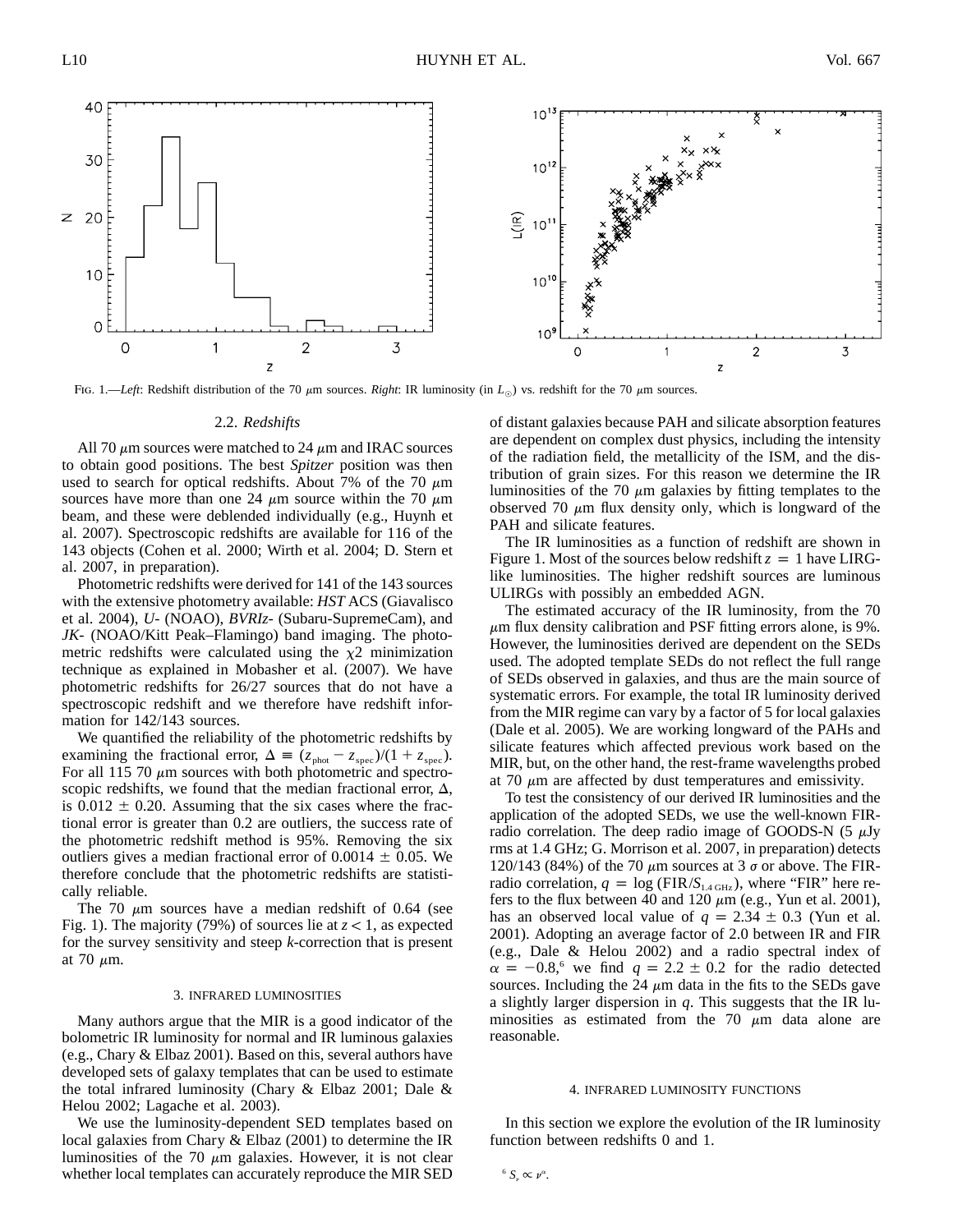FIG. 1.—*Left*: Redshift distribution of the 70 $\mu$m sources. *Right*: IR luminosity (in $L_\odot$) vs. redshift for the 70 $\mu$m sources.

### 2.2. *Redshifts*

All 70 $\mu$m sources were matched to 24 $\mu$m and IRAC sources to obtain good positions. The best *Spitzer* position was then used to search for optical redshifts. About 7% of the 70 $\mu$m sources have more than one 24 $\mu$m source within the 70 $\mu$m beam, and these were deblended individually (e.g., Huynh et al. 2007). Spectroscopic redshifts are available for 116 of the 143 objects (Cohen et al. 2000; Wirth et al. 2004; D. Stern et al. 2007, in preparation).

Photometric redshifts were derived for 141 of the 143 sources with the extensive photometry available: *HST* ACS (Giavalisco et al. 2004), *U*- (NOAO), *BVRIz*- (Subaru-SupremeCam), and *JK*- (NOAO/Kitt Peak–Flamingo) band imaging. The photometric redshifts were calculated using the $\chi 2$ minimization technique as explained in Mobasher et al. (2007). We have photometric redshifts for 26/27 sources that do not have a spectroscopic redshift and we therefore have redshift information for 142/143 sources.

We quantified the reliability of the photometric redshifts by examining the fractional error, $\Delta \equiv (z_{\rm phot} - z_{\rm spec})/(1 + z_{\rm spec})$. For all 115 70 $\mu$m sources with both photometric and spectroscopic redshifts, we found that the median fractional error, $\Delta$, is $0.012 \pm 0.20$. Assuming that the six cases where the fractional error is greater than 0.2 are outliers, the success rate of the photometric redshift method is 95%. Removing the six outliers gives a median fractional error of $0.0014 \pm 0.05$. We therefore conclude that the photometric redshifts are statistically reliable.

The 70 $\mu$m sources have a median redshift of 0.64 (see Fig. 1). The majority (79%) of sources lie at $z < 1$, as expected for the survey sensitivity and steep *k*-correction that is present at 70 $\mu$m.

## 3. INFRARED LUMINOSITIES

Many authors argue that the MIR is a good indicator of the bolometric IR luminosity for normal and IR luminous galaxies (e.g., Chary & Elbaz 2001). Based on this, several authors have developed sets of galaxy templates that can be used to estimate the total infrared luminosity (Chary & Elbaz 2001; Dale & Helou 2002; Lagache et al. 2003).

We use the luminosity-dependent SED templates based on local galaxies from Chary & Elbaz (2001) to determine the IR luminosities of the 70 $\mu$m galaxies. However, it is not clear whether local templates can accurately reproduce the MIR SED of distant galaxies because PAH and silicate absorption features are dependent on complex dust physics, including the intensity of the radiation field, the metallicity of the ISM, and the distribution of grain sizes. For this reason we determine the IR luminosities of the 70 $\mu$m galaxies by fitting templates to the observed 70 $\mu$m flux density only, which is longward of the PAH and silicate features.

The IR luminosities as a function of redshift are shown in Figure 1. Most of the sources below redshift $z = 1$ have LIRG-like luminosities. The higher redshift sources are luminous ULIRGs with possibly an embedded AGN.

The estimated accuracy of the IR luminosity, from the 70 $\mu$m flux density calibration and PSF fitting errors alone, is 9%. However, the luminosities derived are dependent on the SEDs used. The adopted template SEDs do not reflect the full range of SEDs observed in galaxies, and thus are the main source of systematic errors. For example, the total IR luminosity derived from the MIR regime can vary by a factor of 5 for local galaxies (Dale et al. 2005). We are working longward of the PAHs and silicate features which affected previous work based on the MIR, but, on the other hand, the rest-frame wavelengths probed at 70 $\mu$m are affected by dust temperatures and emissivity.

To test the consistency of our derived IR luminosities and the application of the adopted SEDs, we use the well-known FIR-radio correlation. The deep radio image of GOODS-N (5 $\mu$Jy rms at 1.4 GHz; G. Morrison et al. 2007, in preparation) detects 120/143 (84%) of the 70 $\mu$m sources at 3 $\sigma$ or above. The FIR-radio correlation, $q = \log({\rm FIR}/S_{1.4\,{\rm GHz}})$, where "FIR" here refers to the flux between 40 and 120 $\mu$m (e.g., Yun et al. 2001), has an observed local value of $q = 2.34 \pm 0.3$ (Yun et al. 2001). Adopting an average factor of 2.0 between IR and FIR (e.g., Dale & Helou 2002) and a radio spectral index of $\alpha = -0.8$,[6] we find $q = 2.2 \pm 0.2$ for the radio detected sources. Including the 24 $\mu$m data in the fits to the SEDs gave a slightly larger dispersion in *q*. This suggests that the IR luminosities as estimated from the 70 $\mu$m data alone are reasonable.

## 4. INFRARED LUMINOSITY FUNCTIONS

In this section we explore the evolution of the IR luminosity function between redshifts 0 and 1.

[6] $S_\nu \propto \nu^\alpha$.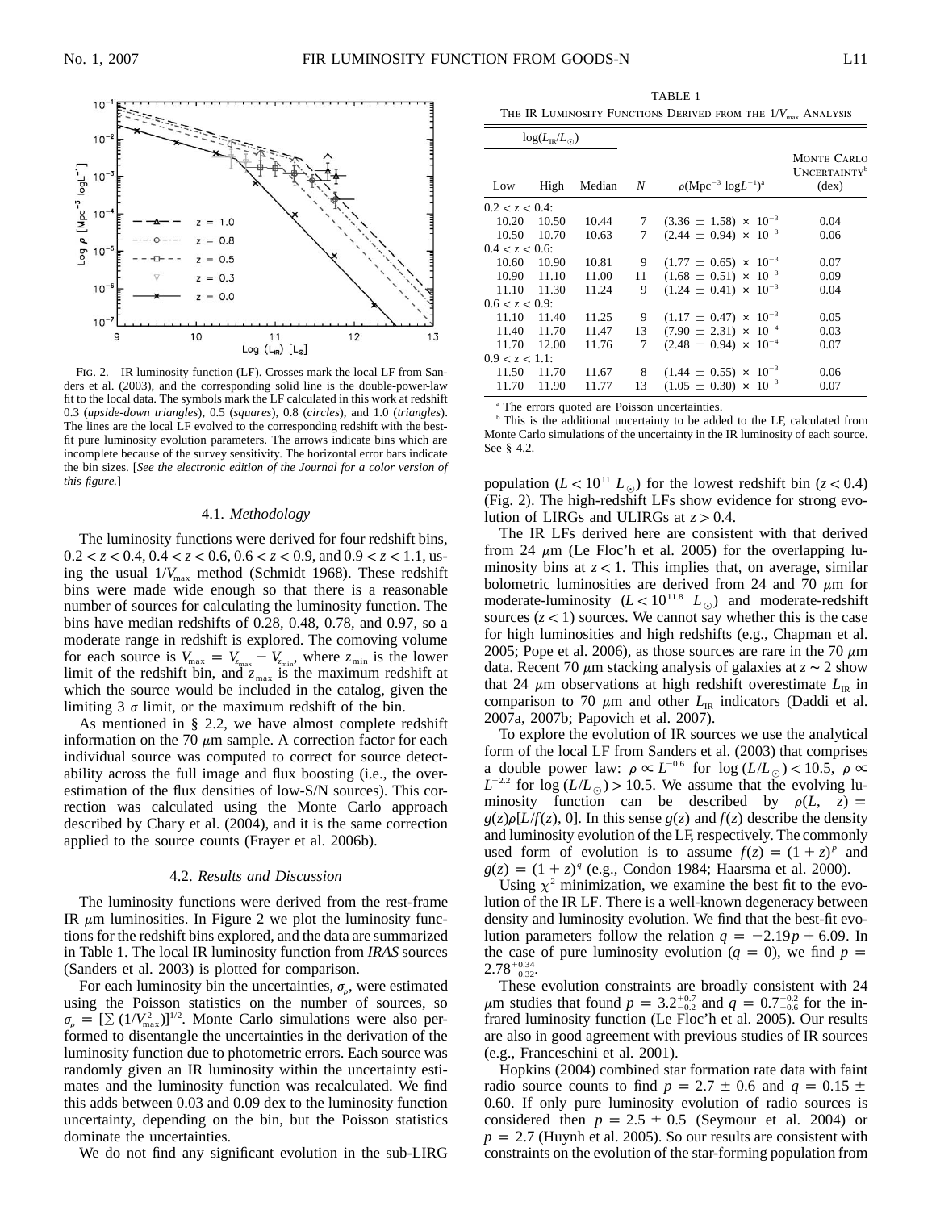Fig. 2.—IR luminosity function (LF). Crosses mark the local LF from Sanders et al. (2003), and the corresponding solid line is the double-power-law fit to the local data. The symbols mark the LF calculated in this work at redshift 0.3 (*upside-down triangles*), 0.5 (*squares*), 0.8 (*circles*), and 1.0 (*triangles*). The lines are the local LF evolved to the corresponding redshift with the best-fit pure luminosity evolution parameters. The arrows indicate bins which are incomplete because of the survey sensitivity. The horizontal error bars indicate the bin sizes. [*See the electronic edition of the Journal for a color version of this figure.*]

### 4.1. *Methodology*

The luminosity functions were derived for four redshift bins, $0.2 < z < 0.4$, $0.4 < z < 0.6$, $0.6 < z < 0.9$, and $0.9 < z < 1.1$, using the usual $1/V_{\max}$ method (Schmidt 1968). These redshift bins were made wide enough so that there is a reasonable number of sources for calculating the luminosity function. The bins have median redshifts of 0.28, 0.48, 0.78, and 0.97, so a moderate range in redshift is explored. The comoving volume for each source is $V_{\max} = V_{z_{\max}} - V_{z_{\min}}$, where $z_{\min}$ is the lower limit of the redshift bin, and $z_{\max}$ is the maximum redshift at which the source would be included in the catalog, given the limiting 3 $\sigma$ limit, or the maximum redshift of the bin.

As mentioned in § 2.2, we have almost complete redshift information on the 70 $\mu$m sample. A correction factor for each individual source was computed to correct for source detectability across the full image and flux boosting (i.e., the overestimation of the flux densities of low-S/N sources). This correction was calculated using the Monte Carlo approach described by Chary et al. (2004), and it is the same correction applied to the source counts (Frayer et al. 2006b).

### 4.2. *Results and Discussion*

The luminosity functions were derived from the rest-frame IR $\mu$m luminosities. In Figure 2 we plot the luminosity functions for the redshift bins explored, and the data are summarized in Table 1. The local IR luminosity function from *IRAS* sources (Sanders et al. 2003) is plotted for comparison.

For each luminosity bin the uncertainties, $\sigma_\rho$, were estimated using the Poisson statistics on the number of sources, so $\sigma_\rho = [\sum (1/V_{\max}^2)]^{1/2}$. Monte Carlo simulations were also performed to disentangle the uncertainties in the derivation of the luminosity function due to photometric errors. Each source was randomly given an IR luminosity within the uncertainty estimates and the luminosity function was recalculated. We find this adds between 0.03 and 0.09 dex to the luminosity function uncertainty, depending on the bin, but the Poisson statistics dominate the uncertainties.

We do not find any significant evolution in the sub-LIRG population ($L < 10^{11}\ L_\odot$) for the lowest redshift bin ($z < 0.4$) (Fig. 2). The high-redshift LFs show evidence for strong evolution of LIRGs and ULIRGs at $z > 0.4$.

TABLE 1
The IR Luminosity Functions Derived from the $1/V_{\max}$ Analysis

| $\log(L_{\rm IR}/L_\odot)$ | | | | | |
|---|---|---|---|---|---|
| Low | High | Median | $N$ | $\rho$(Mpc$^{-3}$ log$L^{-1}$)[a] | Monte Carlo Uncertainty[b] (dex) |
| $0.2 < z < 0.4$: | | | | | |
| 10.20 | 10.50 | 10.44 | 7 | $(3.36 \pm 1.58) \times 10^{-3}$ | 0.04 |
| 10.50 | 10.70 | 10.63 | 7 | $(2.44 \pm 0.94) \times 10^{-3}$ | 0.06 |
| $0.4 < z < 0.6$: | | | | | |
| 10.60 | 10.90 | 10.81 | 9 | $(1.77 \pm 0.65) \times 10^{-3}$ | 0.07 |
| 10.90 | 11.10 | 11.00 | 11 | $(1.68 \pm 0.51) \times 10^{-3}$ | 0.09 |
| 11.10 | 11.30 | 11.24 | 9 | $(1.24 \pm 0.41) \times 10^{-3}$ | 0.04 |
| $0.6 < z < 0.9$: | | | | | |
| 11.10 | 11.40 | 11.25 | 9 | $(1.17 \pm 0.47) \times 10^{-3}$ | 0.05 |
| 11.40 | 11.70 | 11.47 | 13 | $(7.90 \pm 2.31) \times 10^{-4}$ | 0.03 |
| 11.70 | 12.00 | 11.76 | 7 | $(2.48 \pm 0.94) \times 10^{-4}$ | 0.07 |
| $0.9 < z < 1.1$: | | | | | |
| 11.50 | 11.70 | 11.67 | 8 | $(1.44 \pm 0.55) \times 10^{-3}$ | 0.06 |
| 11.70 | 11.90 | 11.77 | 13 | $(1.05 \pm 0.30) \times 10^{-3}$ | 0.07 |

[a] The errors quoted are Poisson uncertainties.

[b] This is the additional uncertainty to be added to the LF, calculated from Monte Carlo simulations of the uncertainty in the IR luminosity of each source. See § 4.2.

The IR LFs derived here are consistent with that derived from 24 $\mu$m (Le Floc'h et al. 2005) for the overlapping luminosity bins at $z < 1$. This implies that, on average, similar bolometric luminosities are derived from 24 and 70 $\mu$m for moderate-luminosity ($L < 10^{11.8}\ L_\odot$) and moderate-redshift sources ($z < 1$) sources. We cannot say whether this is the case for high luminosities and high redshifts (e.g., Chapman et al. 2005; Pope et al. 2006), as those sources are rare in the 70 $\mu$m data. Recent 70 $\mu$m stacking analysis of galaxies at $z \sim 2$ show that 24 $\mu$m observations at high redshift overestimate $L_{\rm IR}$ in comparison to 70 $\mu$m and other $L_{\rm IR}$ indicators (Daddi et al. 2007a, 2007b; Papovich et al. 2007).

To explore the evolution of IR sources we use the analytical form of the local LF from Sanders et al. (2003) that comprises a double power law: $\rho \propto L^{-0.6}$ for $\log(L/L_\odot) < 10.5$, $\rho \propto L^{-2.2}$ for $\log(L/L_\odot) > 10.5$. We assume that the evolving luminosity function can be described by $\rho(L, z) = g(z)\rho[L/f(z), 0]$. In this sense $g(z)$ and $f(z)$ describe the density and luminosity evolution of the LF, respectively. The commonly used form of evolution is to assume $f(z) = (1+z)^p$ and $g(z) = (1+z)^q$ (e.g., Condon 1984; Haarsma et al. 2000).

Using $\chi^2$ minimization, we examine the best fit to the evolution of the IR LF. There is a well-known degeneracy between density and luminosity evolution. We find that the best-fit evolution parameters follow the relation $q = -2.19p + 6.09$. In the case of pure luminosity evolution ($q = 0$), we find $p = 2.78^{+0.34}_{-0.32}$.

These evolution constraints are broadly consistent with 24 $\mu$m studies that found $p = 3.2^{+0.7}_{-0.2}$ and $q = 0.7^{+0.2}_{-0.6}$ for the infrared luminosity function (Le Floc'h et al. 2005). Our results are also in good agreement with previous studies of IR sources (e.g., Franceschini et al. 2001).

Hopkins (2004) combined star formation rate data with faint radio source counts to find $p = 2.7 \pm 0.6$ and $q = 0.15 \pm 0.60$. If only pure luminosity evolution of radio sources is considered then $p = 2.5 \pm 0.5$ (Seymour et al. 2004) or $p = 2.7$ (Huynh et al. 2005). So our results are consistent with constraints on the evolution of the star-forming population from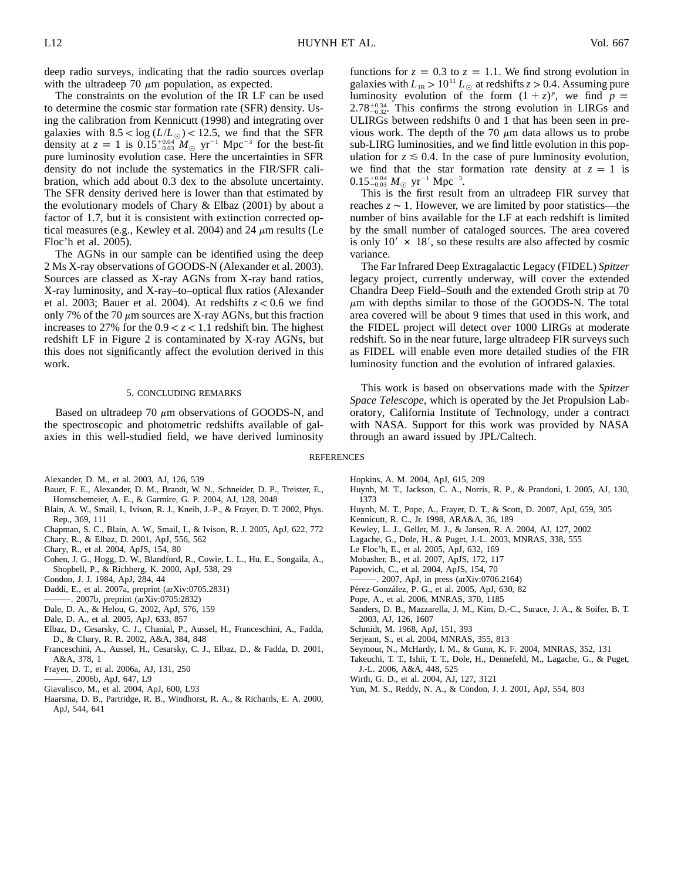deep radio surveys, indicating that the radio sources overlap with the ultradeep 70 $\mu$m population, as expected.

The constraints on the evolution of the IR LF can be used to determine the cosmic star formation rate (SFR) density. Using the calibration from Kennicutt (1998) and integrating over galaxies with $8.5 < \log(L/L_{\odot}) < 12.5$, we find that the SFR density at $z = 1$ is $0.15^{+0.04}_{-0.03}\ M_{\odot}\ \mathrm{yr}^{-1}\ \mathrm{Mpc}^{-3}$ for the best-fit pure luminosity evolution case. Here the uncertainties in SFR density do not include the systematics in the FIR/SFR calibration, which add about 0.3 dex to the absolute uncertainty. The SFR density derived here is lower than that estimated by the evolutionary models of Chary & Elbaz (2001) by about a factor of 1.7, but it is consistent with extinction corrected optical measures (e.g., Kewley et al. 2004) and 24 $\mu$m results (Le Floc'h et al. 2005).

The AGNs in our sample can be identified using the deep 2 Ms X-ray observations of GOODS-N (Alexander et al. 2003). Sources are classed as X-ray AGNs from X-ray band ratios, X-ray luminosity, and X-ray–to–optical flux ratios (Alexander et al. 2003; Bauer et al. 2004). At redshifts $z < 0.6$ we find only 7% of the 70 $\mu$m sources are X-ray AGNs, but this fraction increases to 27% for the $0.9 < z < 1.1$ redshift bin. The highest redshift LF in Figure 2 is contaminated by X-ray AGNs, but this does not significantly affect the evolution derived in this work.

## 5. CONCLUDING REMARKS

Based on ultradeep 70 $\mu$m observations of GOODS-N, and the spectroscopic and photometric redshifts available of galaxies in this well-studied field, we have derived luminosity functions for $z = 0.3$ to $z = 1.1$. We find strong evolution in galaxies with $L_{\mathrm{IR}} > 10^{11}\ L_{\odot}$ at redshifts $z > 0.4$. Assuming pure luminosity evolution of the form $(1 + z)^{p}$, we find $p = 2.78^{+0.34}_{-0.32}$. This confirms the strong evolution in LIRGs and ULIRGs between redshifts 0 and 1 that has been seen in previous work. The depth of the 70 $\mu$m data allows us to probe sub-LIRG luminosities, and we find little evolution in this population for $z \lesssim 0.4$. In the case of pure luminosity evolution, we find that the star formation rate density at $z = 1$ is $0.15^{+0.04}_{-0.03}\ M_{\odot}\ \mathrm{yr}^{-1}\ \mathrm{Mpc}^{-3}$.

This is the first result from an ultradeep FIR survey that reaches $z \sim 1$. However, we are limited by poor statistics—the number of bins available for the LF at each redshift is limited by the small number of cataloged sources. The area covered is only $10' \times 18'$, so these results are also affected by cosmic variance.

The Far Infrared Deep Extragalactic Legacy (FIDEL) *Spitzer* legacy project, currently underway, will cover the extended Chandra Deep Field–South and the extended Groth strip at 70 $\mu$m with depths similar to those of the GOODS-N. The total area covered will be about 9 times that used in this work, and the FIDEL project will detect over 1000 LIRGs at moderate redshift. So in the near future, large ultradeep FIR surveys such as FIDEL will enable even more detailed studies of the FIR luminosity function and the evolution of infrared galaxies.

This work is based on observations made with the *Spitzer Space Telescope*, which is operated by the Jet Propulsion Laboratory, California Institute of Technology, under a contract with NASA. Support for this work was provided by NASA through an award issued by JPL/Caltech.

## REFERENCES

Alexander, D. M., et al. 2003, AJ, 126, 539
Bauer, F. E., Alexander, D. M., Brandt, W. N., Schneider, D. P., Treister, E., Hornschemeier, A. E., & Garmire, G. P. 2004, AJ, 128, 2048
Blain, A. W., Smail, I., Ivison, R. J., Kneib, J.-P., & Frayer, D. T. 2002, Phys. Rep., 369, 111
Chapman, S. C., Blain, A. W., Smail, I., & Ivison, R. J. 2005, ApJ, 622, 772
Chary, R., & Elbaz, D. 2001, ApJ, 556, 562
Chary, R., et al. 2004, ApJS, 154, 80
Cohen, J. G., Hogg, D. W., Blandford, R., Cowie, L. L., Hu, E., Songaila, A., Shopbell, P., & Richberg, K. 2000, ApJ, 538, 29
Condon, J. J. 1984, ApJ, 284, 44
Daddi, E., et al. 2007a, preprint (arXiv:0705.2831)
———. 2007b, preprint (arXiv:0705:2832)
Dale, D. A., & Helou, G. 2002, ApJ, 576, 159
Dale, D. A., et al. 2005, ApJ, 633, 857
Elbaz, D., Cesarsky, C. J., Chanial, P., Aussel, H., Franceschini, A., Fadda, D., & Chary, R. R. 2002, A&A, 384, 848
Franceschini, A., Aussel, H., Cesarsky, C. J., Elbaz, D., & Fadda, D. 2001, A&A, 378, 1
Frayer, D. T., et al. 2006a, AJ, 131, 250
———. 2006b, ApJ, 647, L9
Giavalisco, M., et al. 2004, ApJ, 600, L93
Haarsma, D. B., Partridge, R. B., Windhorst, R. A., & Richards, E. A. 2000, ApJ, 544, 641
Hopkins, A. M. 2004, ApJ, 615, 209
Huynh, M. T., Jackson, C. A., Norris, R. P., & Prandoni, I. 2005, AJ, 130, 1373
Huynh, M. T., Pope, A., Frayer, D. T., & Scott, D. 2007, ApJ, 659, 305
Kennicutt, R. C., Jr. 1998, ARA&A, 36, 189
Kewley, L. J., Geller, M. J., & Jansen, R. A. 2004, AJ, 127, 2002
Lagache, G., Dole, H., & Puget, J.-L. 2003, MNRAS, 338, 555
Le Floc'h, E., et al. 2005, ApJ, 632, 169
Mobasher, B., et al. 2007, ApJS, 172, 117
Papovich, C., et al. 2004, ApJS, 154, 70
———. 2007, ApJ, in press (arXiv:0706.2164)
Pérez-González, P. G., et al. 2005, ApJ, 630, 82
Pope, A., et al. 2006, MNRAS, 370, 1185
Sanders, D. B., Mazzarella, J. M., Kim, D.-C., Surace, J. A., & Soifer, B. T. 2003, AJ, 126, 1607
Schmidt, M. 1968, ApJ, 151, 393
Serjeant, S., et al. 2004, MNRAS, 355, 813
Seymour, N., McHardy, I. M., & Gunn, K. F. 2004, MNRAS, 352, 131
Takeuchi, T. T., Ishii, T. T., Dole, H., Dennefeld, M., Lagache, G., & Puget, J.-L. 2006, A&A, 448, 525
Wirth, G. D., et al. 2004, AJ, 127, 3121
Yun, M. S., Reddy, N. A., & Condon, J. J. 2001, ApJ, 554, 803